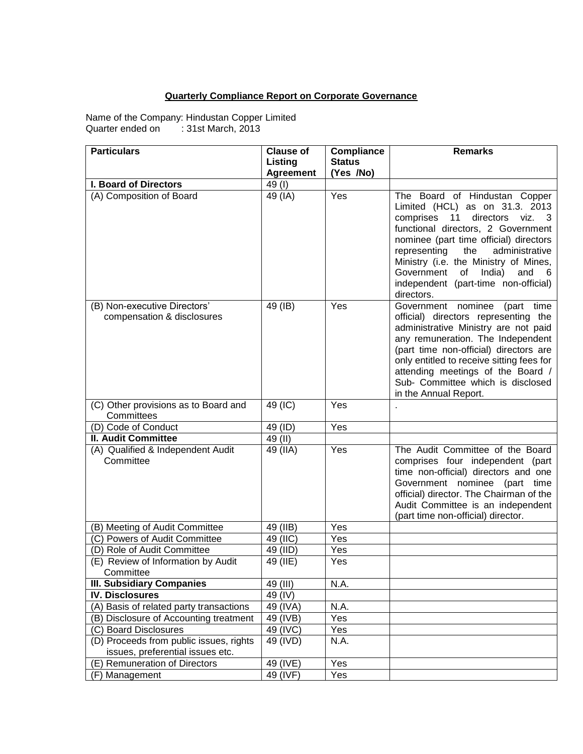**Quarterly Compliance Report on Corporate Governance**

Name of the Company: Hindustan Copper Limited
Quarter ended on : 31st March, 2013

| Particulars | Clause of Listing Agreement | Compliance Status (Yes /No) | Remarks |
|---|---|---|---|
| **I. Board of Directors** | 49 (I) | | |
| (A) Composition of Board | 49 (IA) | Yes | The Board of Hindustan Copper Limited (HCL) as on 31.3. 2013 comprises 11 directors viz. 3 functional directors, 2 Government nominee (part time official) directors representing the administrative Ministry (i.e. the Ministry of Mines, Government of India) and 6 independent (part-time non-official) directors. |
| (B) Non-executive Directors' compensation & disclosures | 49 (IB) | Yes | Government nominee (part time official) directors representing the administrative Ministry are not paid any remuneration. The Independent (part time non-official) directors are only entitled to receive sitting fees for attending meetings of the Board / Sub- Committee which is disclosed in the Annual Report. |
| (C) Other provisions as to Board and Committees | 49 (IC) | Yes | . |
| (D) Code of Conduct | 49 (ID) | Yes | |
| **II. Audit Committee** | 49 (II) | | |
| (A) Qualified & Independent Audit Committee | 49 (IIA) | Yes | The Audit Committee of the Board comprises four independent (part time non-official) directors and one Government nominee (part time official) director. The Chairman of the Audit Committee is an independent (part time non-official) director. |
| (B) Meeting of Audit Committee | 49 (IIB) | Yes | |
| (C) Powers of Audit Committee | 49 (IIC) | Yes | |
| (D) Role of Audit Committee | 49 (IID) | Yes | |
| (E) Review of Information by Audit Committee | 49 (IIE) | Yes | |
| **III. Subsidiary Companies** | 49 (III) | N.A. | |
| **IV. Disclosures** | 49 (IV) | | |
| (A) Basis of related party transactions | 49 (IVA) | N.A. | |
| (B) Disclosure of Accounting treatment | 49 (IVB) | Yes | |
| (C) Board Disclosures | 49 (IVC) | Yes | |
| (D) Proceeds from public issues, rights issues, preferential issues etc. | 49 (IVD) | N.A. | |
| (E) Remuneration of Directors | 49 (IVE) | Yes | |
| (F) Management | 49 (IVF) | Yes | |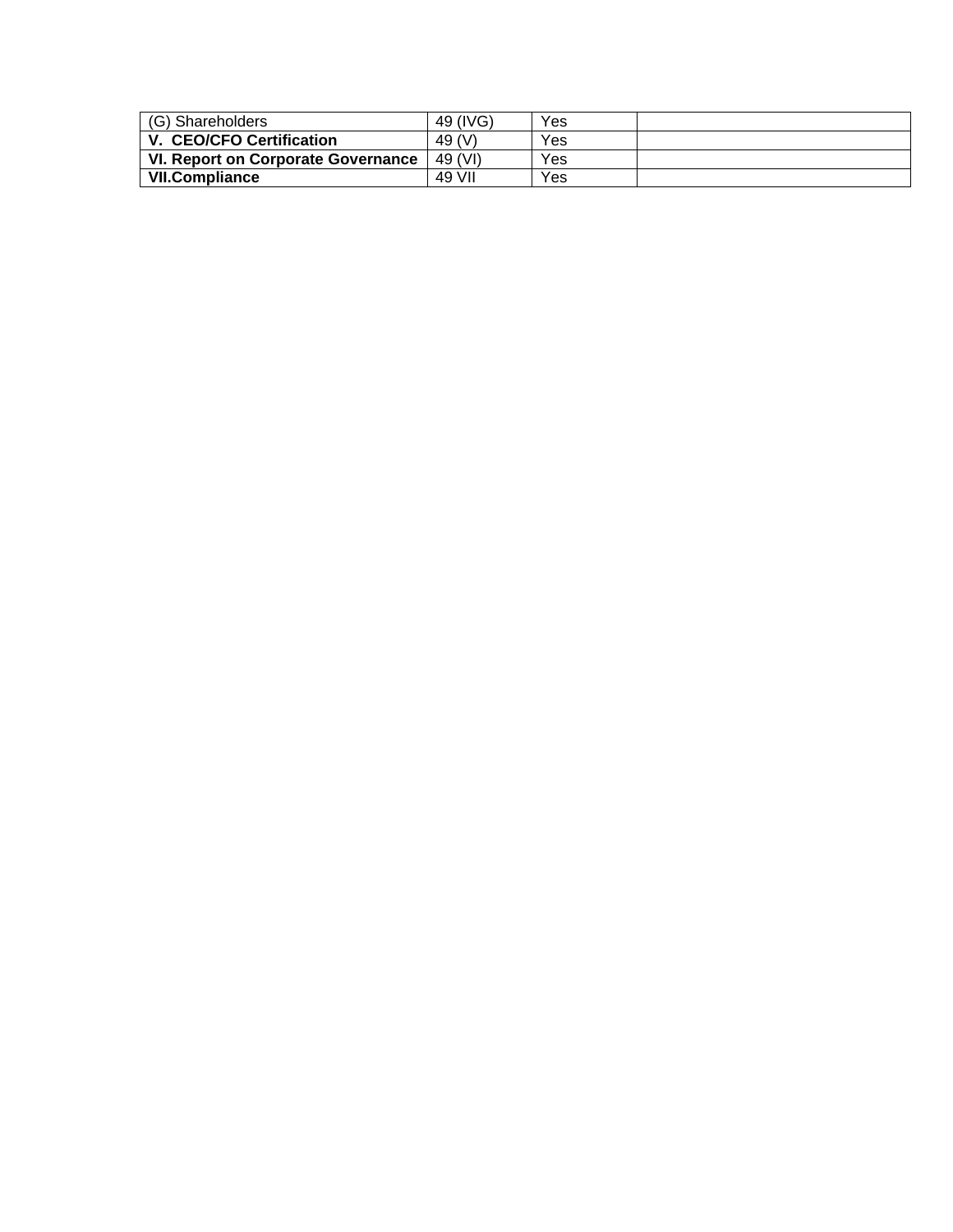| | | | |
|---|---|---|---|
| (G) Shareholders | 49 (IVG) | Yes | |
| **V. CEO/CFO Certification** | 49 (V) | Yes | |
| **VI. Report on Corporate Governance** | 49 (VI) | Yes | |
| **VII.Compliance** | 49 VII | Yes | |